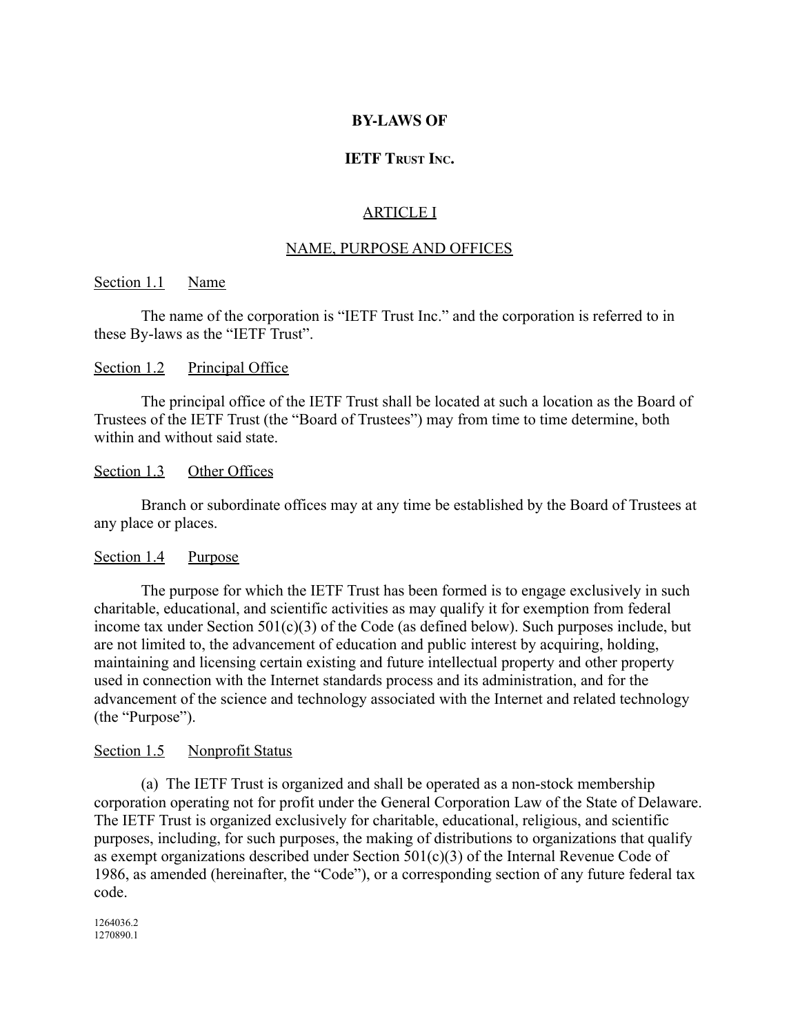# BY-LAWS OF

# IETF Trust Inc.

## ARTICLE I

## NAME, PURPOSE AND OFFICES

### Section 1.1 Name

The name of the corporation is "IETF Trust Inc." and the corporation is referred to in these By-laws as the "IETF Trust".

### Section 1.2 Principal Office

The principal office of the IETF Trust shall be located at such a location as the Board of Trustees of the IETF Trust (the "Board of Trustees") may from time to time determine, both within and without said state.

### Section 1.3 Other Offices

Branch or subordinate offices may at any time be established by the Board of Trustees at any place or places.

### Section 1.4 Purpose

The purpose for which the IETF Trust has been formed is to engage exclusively in such charitable, educational, and scientific activities as may qualify it for exemption from federal income tax under Section 501(c)(3) of the Code (as defined below). Such purposes include, but are not limited to, the advancement of education and public interest by acquiring, holding, maintaining and licensing certain existing and future intellectual property and other property used in connection with the Internet standards process and its administration, and for the advancement of the science and technology associated with the Internet and related technology (the "Purpose").

### Section 1.5 Nonprofit Status

(a) The IETF Trust is organized and shall be operated as a non-stock membership corporation operating not for profit under the General Corporation Law of the State of Delaware. The IETF Trust is organized exclusively for charitable, educational, religious, and scientific purposes, including, for such purposes, the making of distributions to organizations that qualify as exempt organizations described under Section 501(c)(3) of the Internal Revenue Code of 1986, as amended (hereinafter, the "Code"), or a corresponding section of any future federal tax code.

1264036.2
1270890.1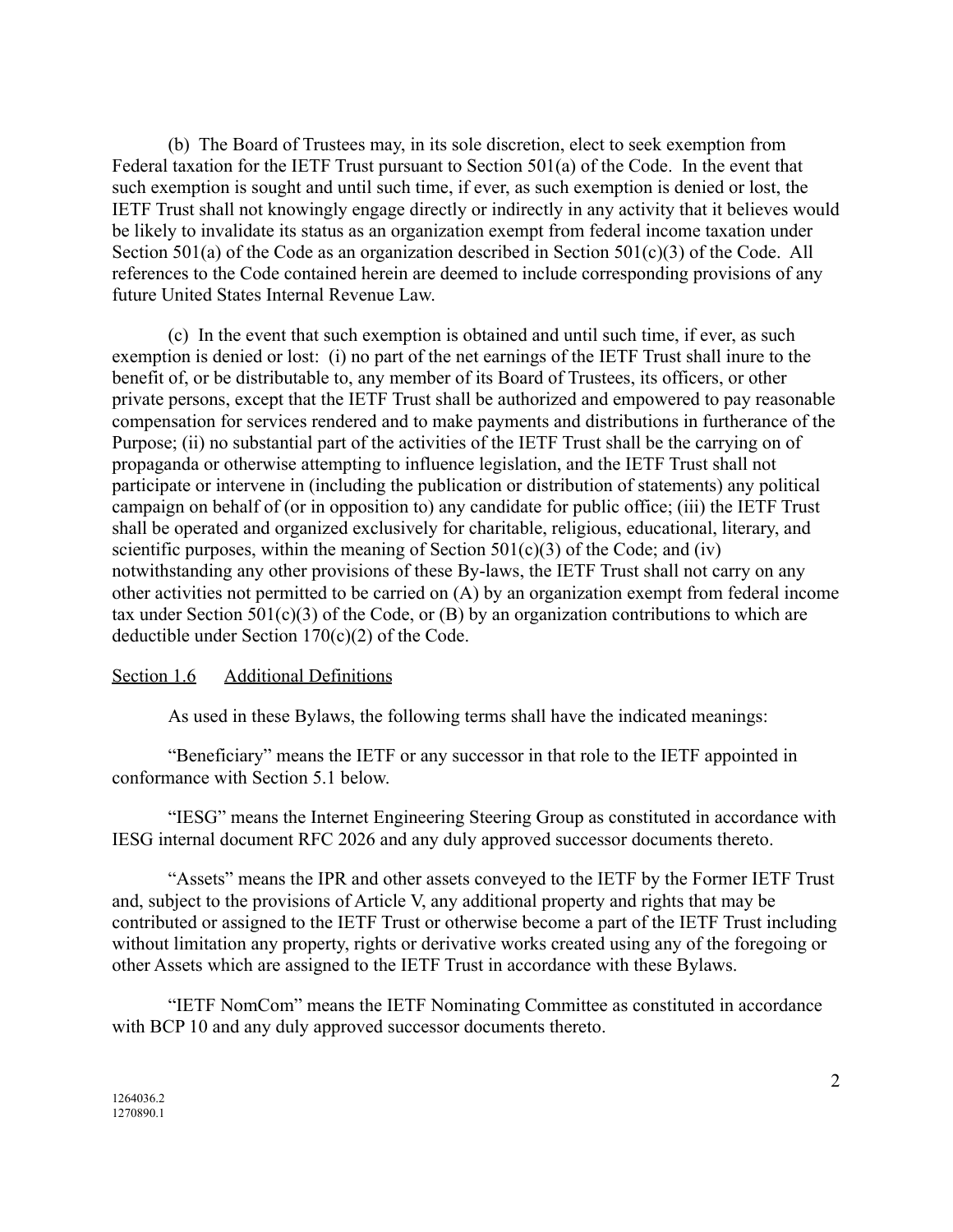(b) The Board of Trustees may, in its sole discretion, elect to seek exemption from Federal taxation for the IETF Trust pursuant to Section 501(a) of the Code. In the event that such exemption is sought and until such time, if ever, as such exemption is denied or lost, the IETF Trust shall not knowingly engage directly or indirectly in any activity that it believes would be likely to invalidate its status as an organization exempt from federal income taxation under Section 501(a) of the Code as an organization described in Section 501(c)(3) of the Code. All references to the Code contained herein are deemed to include corresponding provisions of any future United States Internal Revenue Law.

(c) In the event that such exemption is obtained and until such time, if ever, as such exemption is denied or lost: (i) no part of the net earnings of the IETF Trust shall inure to the benefit of, or be distributable to, any member of its Board of Trustees, its officers, or other private persons, except that the IETF Trust shall be authorized and empowered to pay reasonable compensation for services rendered and to make payments and distributions in furtherance of the Purpose; (ii) no substantial part of the activities of the IETF Trust shall be the carrying on of propaganda or otherwise attempting to influence legislation, and the IETF Trust shall not participate or intervene in (including the publication or distribution of statements) any political campaign on behalf of (or in opposition to) any candidate for public office; (iii) the IETF Trust shall be operated and organized exclusively for charitable, religious, educational, literary, and scientific purposes, within the meaning of Section 501(c)(3) of the Code; and (iv) notwithstanding any other provisions of these By-laws, the IETF Trust shall not carry on any other activities not permitted to be carried on (A) by an organization exempt from federal income tax under Section 501(c)(3) of the Code, or (B) by an organization contributions to which are deductible under Section 170(c)(2) of the Code.

<u>Section 1.6</u> <u>Additional Definitions</u>

As used in these Bylaws, the following terms shall have the indicated meanings:

"Beneficiary" means the IETF or any successor in that role to the IETF appointed in conformance with Section 5.1 below.

"IESG" means the Internet Engineering Steering Group as constituted in accordance with IESG internal document RFC 2026 and any duly approved successor documents thereto.

"Assets" means the IPR and other assets conveyed to the IETF by the Former IETF Trust and, subject to the provisions of Article V, any additional property and rights that may be contributed or assigned to the IETF Trust or otherwise become a part of the IETF Trust including without limitation any property, rights or derivative works created using any of the foregoing or other Assets which are assigned to the IETF Trust in accordance with these Bylaws.

"IETF NomCom" means the IETF Nominating Committee as constituted in accordance with BCP 10 and any duly approved successor documents thereto.

1264036.2
1270890.1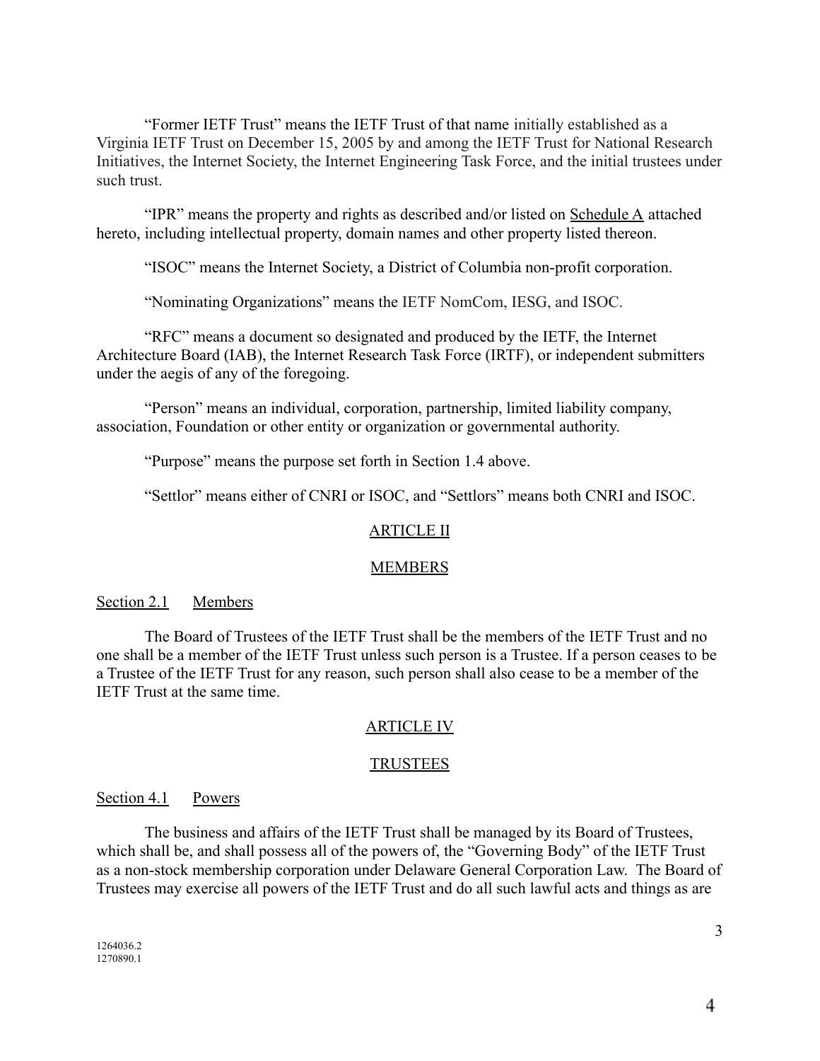"Former IETF Trust" means the IETF Trust of that name initially established as a Virginia IETF Trust on December 15, 2005 by and among the IETF Trust for National Research Initiatives, the Internet Society, the Internet Engineering Task Force, and the initial trustees under such trust.

"IPR" means the property and rights as described and/or listed on Schedule A attached hereto, including intellectual property, domain names and other property listed thereon.

"ISOC" means the Internet Society, a District of Columbia non-profit corporation.

"Nominating Organizations" means the IETF NomCom, IESG, and ISOC.

"RFC" means a document so designated and produced by the IETF, the Internet Architecture Board (IAB), the Internet Research Task Force (IRTF), or independent submitters under the aegis of any of the foregoing.

"Person" means an individual, corporation, partnership, limited liability company, association, Foundation or other entity or organization or governmental authority.

"Purpose" means the purpose set forth in Section 1.4 above.

"Settlor" means either of CNRI or ISOC, and "Settlors" means both CNRI and ISOC.

## ARTICLE II

## MEMBERS

### Section 2.1 Members

The Board of Trustees of the IETF Trust shall be the members of the IETF Trust and no one shall be a member of the IETF Trust unless such person is a Trustee. If a person ceases to be a Trustee of the IETF Trust for any reason, such person shall also cease to be a member of the IETF Trust at the same time.

## ARTICLE IV

## TRUSTEES

### Section 4.1 Powers

The business and affairs of the IETF Trust shall be managed by its Board of Trustees, which shall be, and shall possess all of the powers of, the "Governing Body" of the IETF Trust as a non-stock membership corporation under Delaware General Corporation Law. The Board of Trustees may exercise all powers of the IETF Trust and do all such lawful acts and things as are

1264036.2
1270890.1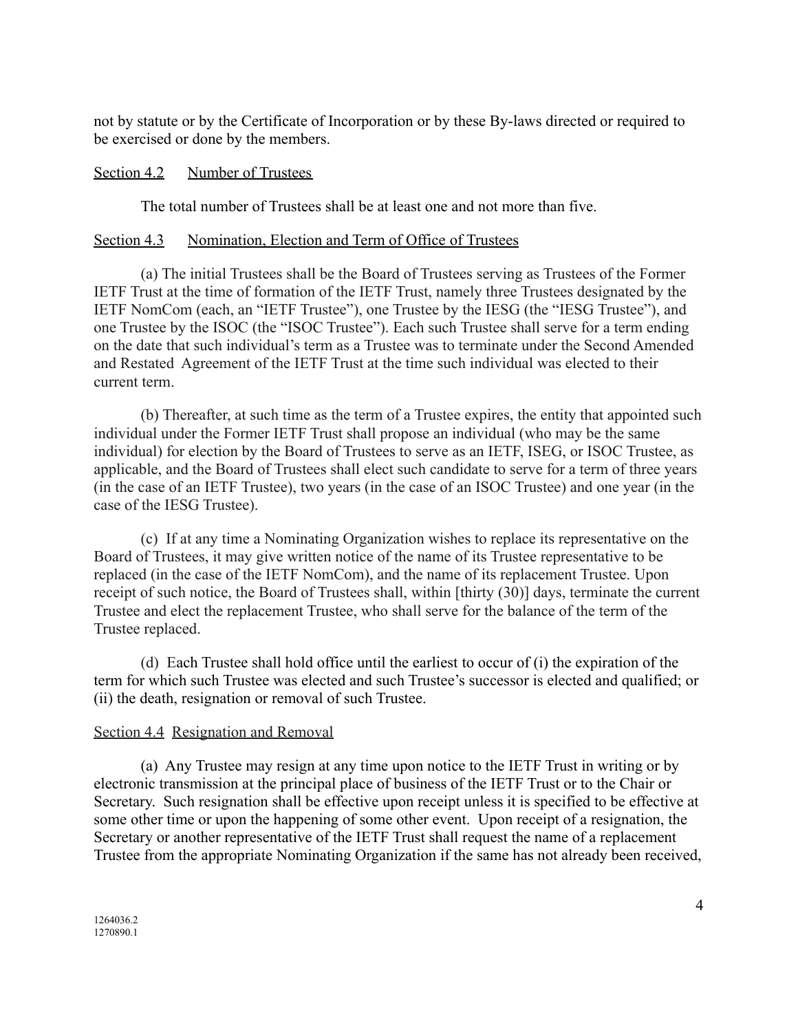not by statute or by the Certificate of Incorporation or by these By-laws directed or required to be exercised or done by the members.

Section 4.2 Number of Trustees

The total number of Trustees shall be at least one and not more than five.

Section 4.3 Nomination, Election and Term of Office of Trustees

(a) The initial Trustees shall be the Board of Trustees serving as Trustees of the Former IETF Trust at the time of formation of the IETF Trust, namely three Trustees designated by the IETF NomCom (each, an "IETF Trustee"), one Trustee by the IESG (the "IESG Trustee"), and one Trustee by the ISOC (the "ISOC Trustee"). Each such Trustee shall serve for a term ending on the date that such individual's term as a Trustee was to terminate under the Second Amended and Restated Agreement of the IETF Trust at the time such individual was elected to their current term.

(b) Thereafter, at such time as the term of a Trustee expires, the entity that appointed such individual under the Former IETF Trust shall propose an individual (who may be the same individual) for election by the Board of Trustees to serve as an IETF, ISEG, or ISOC Trustee, as applicable, and the Board of Trustees shall elect such candidate to serve for a term of three years (in the case of an IETF Trustee), two years (in the case of an ISOC Trustee) and one year (in the case of the IESG Trustee).

(c) If at any time a Nominating Organization wishes to replace its representative on the Board of Trustees, it may give written notice of the name of its Trustee representative to be replaced (in the case of the IETF NomCom), and the name of its replacement Trustee. Upon receipt of such notice, the Board of Trustees shall, within [thirty (30)] days, terminate the current Trustee and elect the replacement Trustee, who shall serve for the balance of the term of the Trustee replaced.

(d) Each Trustee shall hold office until the earliest to occur of (i) the expiration of the term for which such Trustee was elected and such Trustee's successor is elected and qualified; or (ii) the death, resignation or removal of such Trustee.

Section 4.4 Resignation and Removal

(a) Any Trustee may resign at any time upon notice to the IETF Trust in writing or by electronic transmission at the principal place of business of the IETF Trust or to the Chair or Secretary. Such resignation shall be effective upon receipt unless it is specified to be effective at some other time or upon the happening of some other event. Upon receipt of a resignation, the Secretary or another representative of the IETF Trust shall request the name of a replacement Trustee from the appropriate Nominating Organization if the same has not already been received,

1264036.2
1270890.1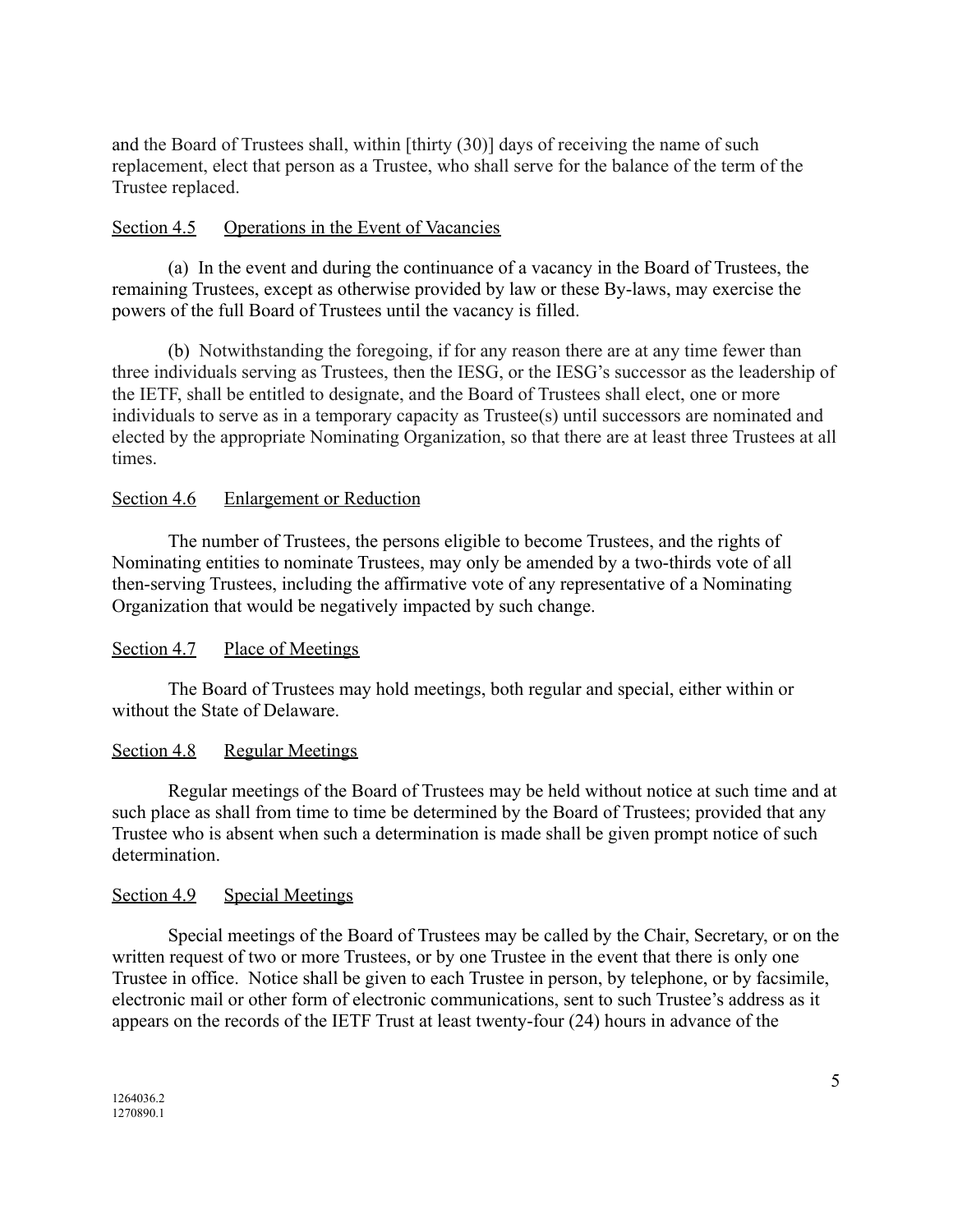and the Board of Trustees shall, within [thirty (30)] days of receiving the name of such replacement, elect that person as a Trustee, who shall serve for the balance of the term of the Trustee replaced.

<u>Section 4.5</u> <u>Operations in the Event of Vacancies</u>

(a) In the event and during the continuance of a vacancy in the Board of Trustees, the remaining Trustees, except as otherwise provided by law or these By-laws, may exercise the powers of the full Board of Trustees until the vacancy is filled.

(b) Notwithstanding the foregoing, if for any reason there are at any time fewer than three individuals serving as Trustees, then the IESG, or the IESG's successor as the leadership of the IETF, shall be entitled to designate, and the Board of Trustees shall elect, one or more individuals to serve as in a temporary capacity as Trustee(s) until successors are nominated and elected by the appropriate Nominating Organization, so that there are at least three Trustees at all times.

<u>Section 4.6</u> <u>Enlargement or Reduction</u>

The number of Trustees, the persons eligible to become Trustees, and the rights of Nominating entities to nominate Trustees, may only be amended by a two-thirds vote of all then-serving Trustees, including the affirmative vote of any representative of a Nominating Organization that would be negatively impacted by such change.

<u>Section 4.7</u> <u>Place of Meetings</u>

The Board of Trustees may hold meetings, both regular and special, either within or without the State of Delaware.

<u>Section 4.8</u> <u>Regular Meetings</u>

Regular meetings of the Board of Trustees may be held without notice at such time and at such place as shall from time to time be determined by the Board of Trustees; provided that any Trustee who is absent when such a determination is made shall be given prompt notice of such determination.

<u>Section 4.9</u> <u>Special Meetings</u>

Special meetings of the Board of Trustees may be called by the Chair, Secretary, or on the written request of two or more Trustees, or by one Trustee in the event that there is only one Trustee in office. Notice shall be given to each Trustee in person, by telephone, or by facsimile, electronic mail or other form of electronic communications, sent to such Trustee's address as it appears on the records of the IETF Trust at least twenty-four (24) hours in advance of the

1264036.2
1270890.1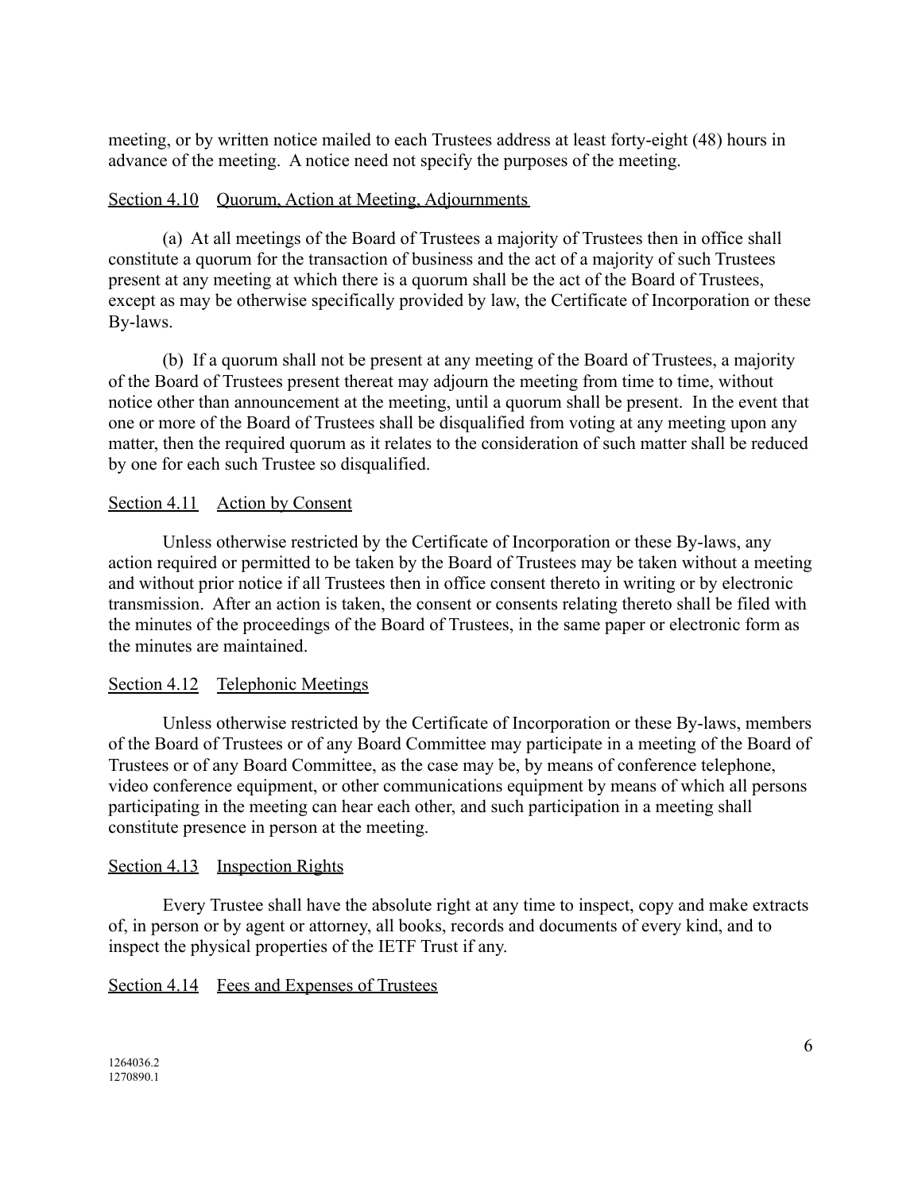meeting, or by written notice mailed to each Trustees address at least forty-eight (48) hours in advance of the meeting. A notice need not specify the purposes of the meeting.

Section 4.10 Quorum, Action at Meeting, Adjournments

(a) At all meetings of the Board of Trustees a majority of Trustees then in office shall constitute a quorum for the transaction of business and the act of a majority of such Trustees present at any meeting at which there is a quorum shall be the act of the Board of Trustees, except as may be otherwise specifically provided by law, the Certificate of Incorporation or these By-laws.

(b) If a quorum shall not be present at any meeting of the Board of Trustees, a majority of the Board of Trustees present thereat may adjourn the meeting from time to time, without notice other than announcement at the meeting, until a quorum shall be present. In the event that one or more of the Board of Trustees shall be disqualified from voting at any meeting upon any matter, then the required quorum as it relates to the consideration of such matter shall be reduced by one for each such Trustee so disqualified.

Section 4.11 Action by Consent

Unless otherwise restricted by the Certificate of Incorporation or these By-laws, any action required or permitted to be taken by the Board of Trustees may be taken without a meeting and without prior notice if all Trustees then in office consent thereto in writing or by electronic transmission. After an action is taken, the consent or consents relating thereto shall be filed with the minutes of the proceedings of the Board of Trustees, in the same paper or electronic form as the minutes are maintained.

Section 4.12 Telephonic Meetings

Unless otherwise restricted by the Certificate of Incorporation or these By-laws, members of the Board of Trustees or of any Board Committee may participate in a meeting of the Board of Trustees or of any Board Committee, as the case may be, by means of conference telephone, video conference equipment, or other communications equipment by means of which all persons participating in the meeting can hear each other, and such participation in a meeting shall constitute presence in person at the meeting.

Section 4.13 Inspection Rights

Every Trustee shall have the absolute right at any time to inspect, copy and make extracts of, in person or by agent or attorney, all books, records and documents of every kind, and to inspect the physical properties of the IETF Trust if any.

Section 4.14 Fees and Expenses of Trustees

1264036.2
1270890.1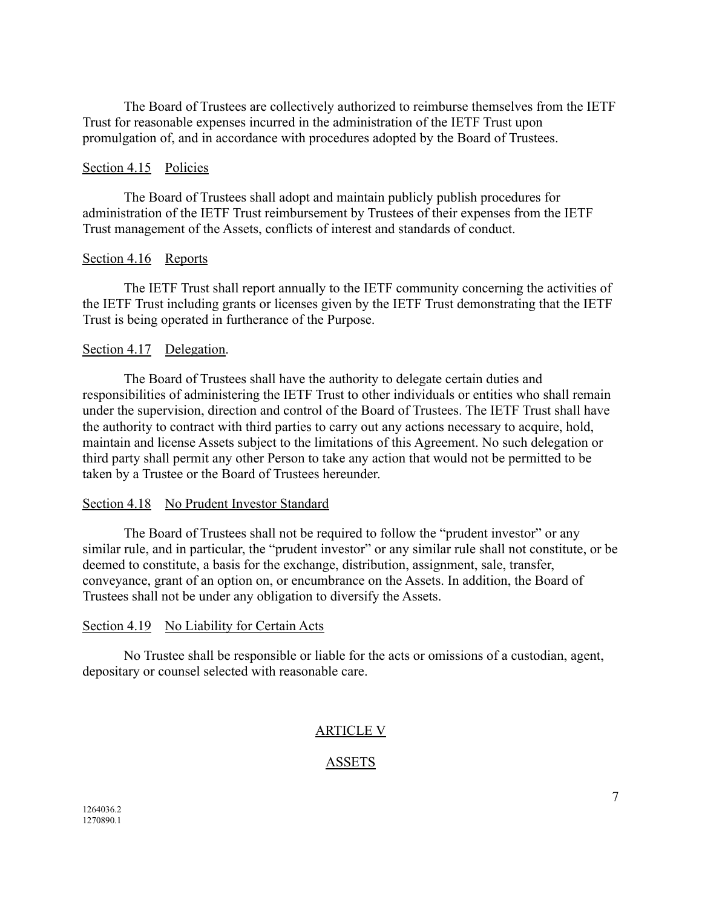The Board of Trustees are collectively authorized to reimburse themselves from the IETF Trust for reasonable expenses incurred in the administration of the IETF Trust upon promulgation of, and in accordance with procedures adopted by the Board of Trustees.

Section 4.15 Policies

The Board of Trustees shall adopt and maintain publicly publish procedures for administration of the IETF Trust reimbursement by Trustees of their expenses from the IETF Trust management of the Assets, conflicts of interest and standards of conduct.

Section 4.16 Reports

The IETF Trust shall report annually to the IETF community concerning the activities of the IETF Trust including grants or licenses given by the IETF Trust demonstrating that the IETF Trust is being operated in furtherance of the Purpose.

Section 4.17 Delegation.

The Board of Trustees shall have the authority to delegate certain duties and responsibilities of administering the IETF Trust to other individuals or entities who shall remain under the supervision, direction and control of the Board of Trustees. The IETF Trust shall have the authority to contract with third parties to carry out any actions necessary to acquire, hold, maintain and license Assets subject to the limitations of this Agreement. No such delegation or third party shall permit any other Person to take any action that would not be permitted to be taken by a Trustee or the Board of Trustees hereunder.

Section 4.18 No Prudent Investor Standard

The Board of Trustees shall not be required to follow the "prudent investor" or any similar rule, and in particular, the "prudent investor" or any similar rule shall not constitute, or be deemed to constitute, a basis for the exchange, distribution, assignment, sale, transfer, conveyance, grant of an option on, or encumbrance on the Assets. In addition, the Board of Trustees shall not be under any obligation to diversify the Assets.

Section 4.19 No Liability for Certain Acts

No Trustee shall be responsible or liable for the acts or omissions of a custodian, agent, depositary or counsel selected with reasonable care.

## ARTICLE V

## ASSETS

1264036.2
1270890.1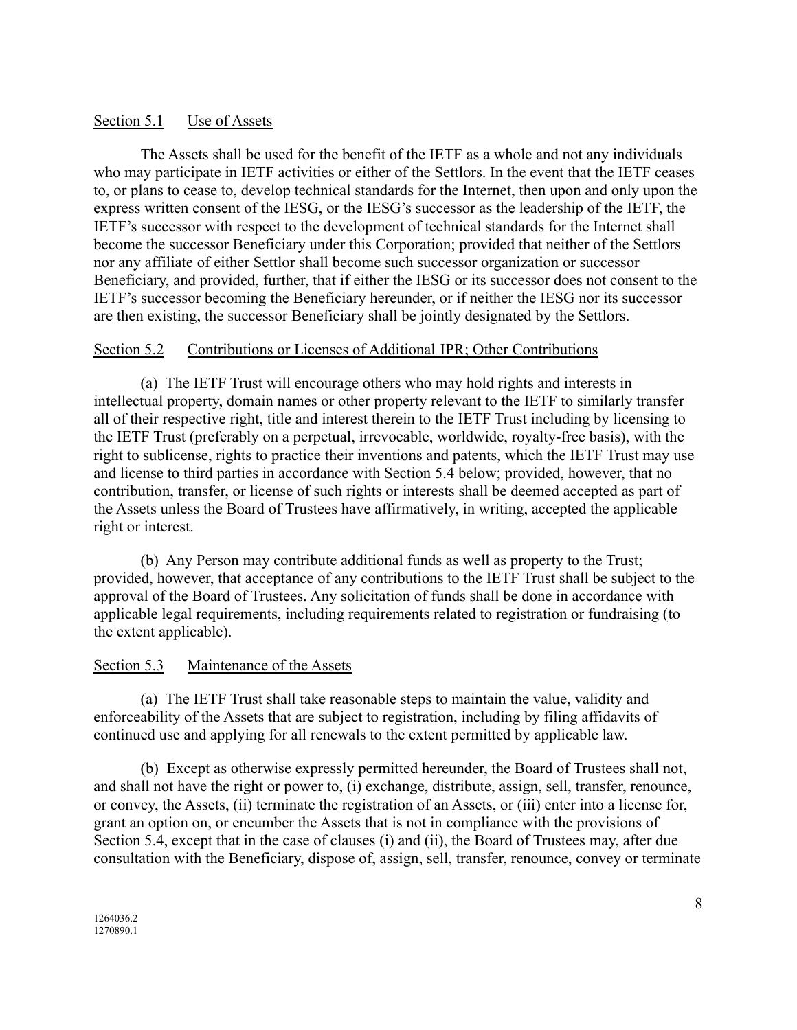Section 5.1 Use of Assets

The Assets shall be used for the benefit of the IETF as a whole and not any individuals who may participate in IETF activities or either of the Settlors. In the event that the IETF ceases to, or plans to cease to, develop technical standards for the Internet, then upon and only upon the express written consent of the IESG, or the IESG's successor as the leadership of the IETF, the IETF's successor with respect to the development of technical standards for the Internet shall become the successor Beneficiary under this Corporation; provided that neither of the Settlors nor any affiliate of either Settlor shall become such successor organization or successor Beneficiary, and provided, further, that if either the IESG or its successor does not consent to the IETF's successor becoming the Beneficiary hereunder, or if neither the IESG nor its successor are then existing, the successor Beneficiary shall be jointly designated by the Settlors.

Section 5.2 Contributions or Licenses of Additional IPR; Other Contributions

(a) The IETF Trust will encourage others who may hold rights and interests in intellectual property, domain names or other property relevant to the IETF to similarly transfer all of their respective right, title and interest therein to the IETF Trust including by licensing to the IETF Trust (preferably on a perpetual, irrevocable, worldwide, royalty-free basis), with the right to sublicense, rights to practice their inventions and patents, which the IETF Trust may use and license to third parties in accordance with Section 5.4 below; provided, however, that no contribution, transfer, or license of such rights or interests shall be deemed accepted as part of the Assets unless the Board of Trustees have affirmatively, in writing, accepted the applicable right or interest.

(b) Any Person may contribute additional funds as well as property to the Trust; provided, however, that acceptance of any contributions to the IETF Trust shall be subject to the approval of the Board of Trustees. Any solicitation of funds shall be done in accordance with applicable legal requirements, including requirements related to registration or fundraising (to the extent applicable).

Section 5.3 Maintenance of the Assets

(a) The IETF Trust shall take reasonable steps to maintain the value, validity and enforceability of the Assets that are subject to registration, including by filing affidavits of continued use and applying for all renewals to the extent permitted by applicable law.

(b) Except as otherwise expressly permitted hereunder, the Board of Trustees shall not, and shall not have the right or power to, (i) exchange, distribute, assign, sell, transfer, renounce, or convey, the Assets, (ii) terminate the registration of an Assets, or (iii) enter into a license for, grant an option on, or encumber the Assets that is not in compliance with the provisions of Section 5.4, except that in the case of clauses (i) and (ii), the Board of Trustees may, after due consultation with the Beneficiary, dispose of, assign, sell, transfer, renounce, convey or terminate

1264036.2
1270890.1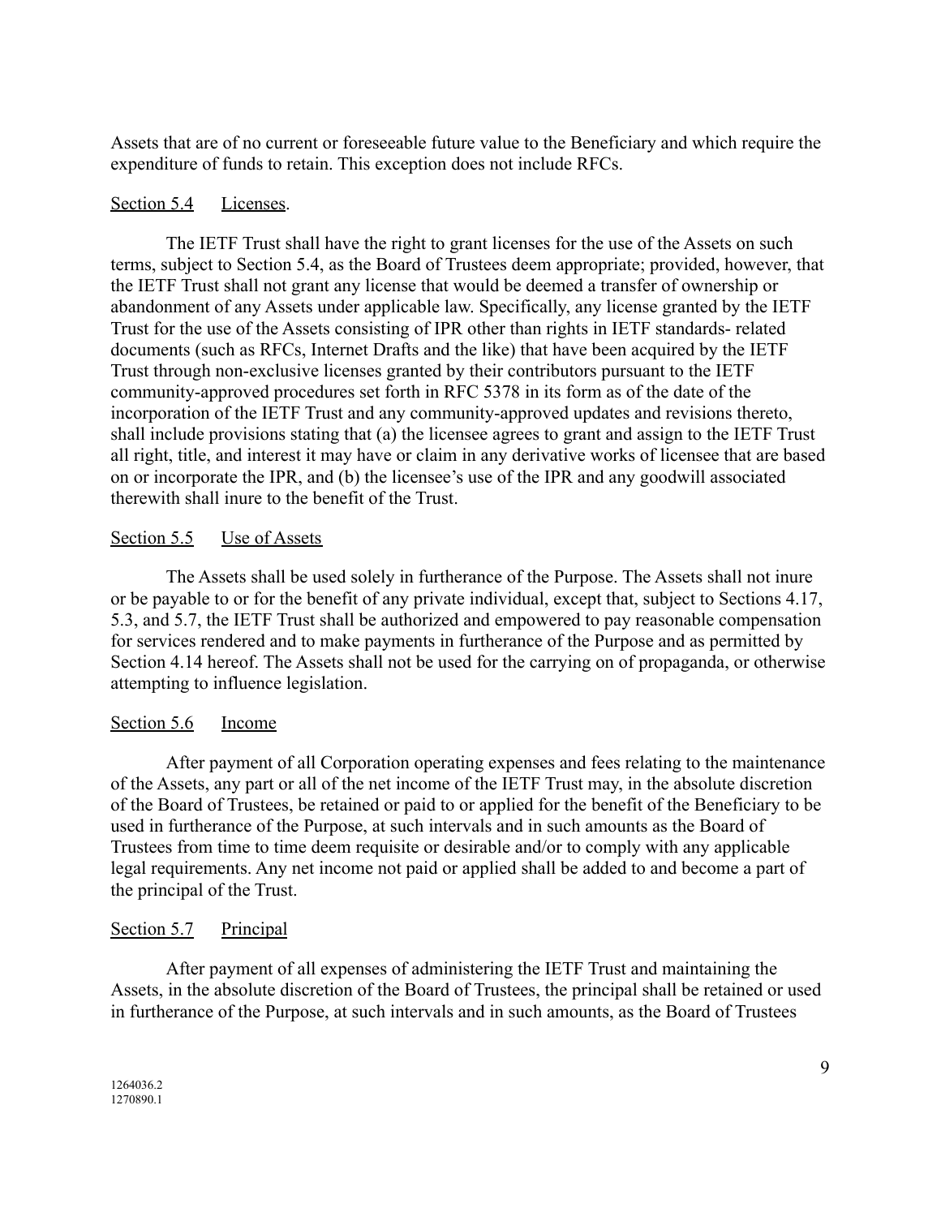Assets that are of no current or foreseeable future value to the Beneficiary and which require the expenditure of funds to retain. This exception does not include RFCs.

Section 5.4 Licenses.

The IETF Trust shall have the right to grant licenses for the use of the Assets on such terms, subject to Section 5.4, as the Board of Trustees deem appropriate; provided, however, that the IETF Trust shall not grant any license that would be deemed a transfer of ownership or abandonment of any Assets under applicable law. Specifically, any license granted by the IETF Trust for the use of the Assets consisting of IPR other than rights in IETF standards- related documents (such as RFCs, Internet Drafts and the like) that have been acquired by the IETF Trust through non-exclusive licenses granted by their contributors pursuant to the IETF community-approved procedures set forth in RFC 5378 in its form as of the date of the incorporation of the IETF Trust and any community-approved updates and revisions thereto, shall include provisions stating that (a) the licensee agrees to grant and assign to the IETF Trust all right, title, and interest it may have or claim in any derivative works of licensee that are based on or incorporate the IPR, and (b) the licensee's use of the IPR and any goodwill associated therewith shall inure to the benefit of the Trust.

Section 5.5 Use of Assets

The Assets shall be used solely in furtherance of the Purpose. The Assets shall not inure or be payable to or for the benefit of any private individual, except that, subject to Sections 4.17, 5.3, and 5.7, the IETF Trust shall be authorized and empowered to pay reasonable compensation for services rendered and to make payments in furtherance of the Purpose and as permitted by Section 4.14 hereof. The Assets shall not be used for the carrying on of propaganda, or otherwise attempting to influence legislation.

Section 5.6 Income

After payment of all Corporation operating expenses and fees relating to the maintenance of the Assets, any part or all of the net income of the IETF Trust may, in the absolute discretion of the Board of Trustees, be retained or paid to or applied for the benefit of the Beneficiary to be used in furtherance of the Purpose, at such intervals and in such amounts as the Board of Trustees from time to time deem requisite or desirable and/or to comply with any applicable legal requirements. Any net income not paid or applied shall be added to and become a part of the principal of the Trust.

Section 5.7 Principal

After payment of all expenses of administering the IETF Trust and maintaining the Assets, in the absolute discretion of the Board of Trustees, the principal shall be retained or used in furtherance of the Purpose, at such intervals and in such amounts, as the Board of Trustees

1264036.2
1270890.1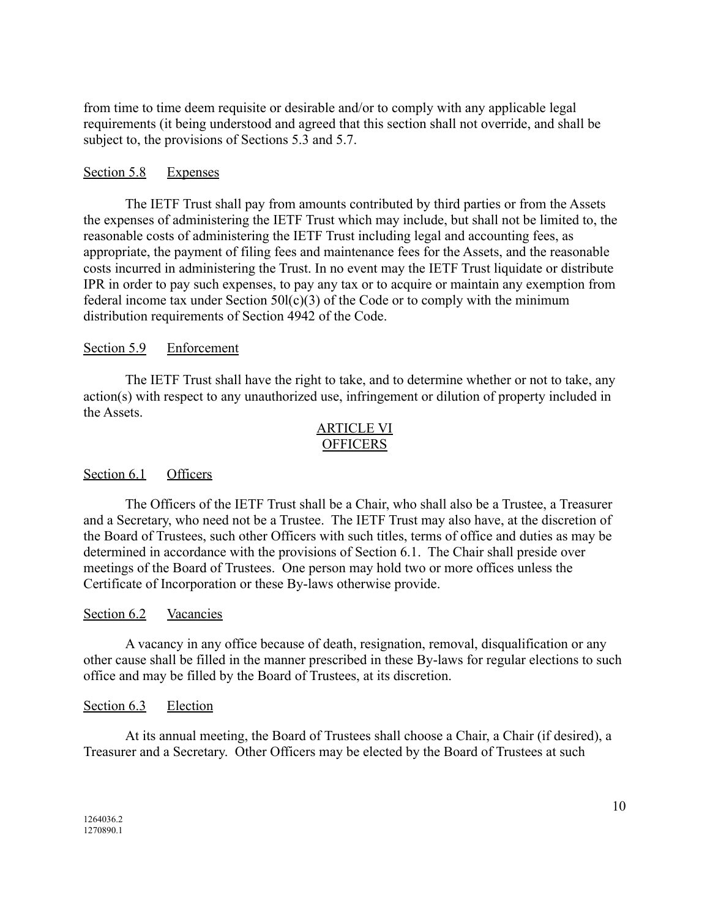from time to time deem requisite or desirable and/or to comply with any applicable legal requirements (it being understood and agreed that this section shall not override, and shall be subject to, the provisions of Sections 5.3 and 5.7.

Section 5.8 Expenses

The IETF Trust shall pay from amounts contributed by third parties or from the Assets the expenses of administering the IETF Trust which may include, but shall not be limited to, the reasonable costs of administering the IETF Trust including legal and accounting fees, as appropriate, the payment of filing fees and maintenance fees for the Assets, and the reasonable costs incurred in administering the Trust. In no event may the IETF Trust liquidate or distribute IPR in order to pay such expenses, to pay any tax or to acquire or maintain any exemption from federal income tax under Section 50l(c)(3) of the Code or to comply with the minimum distribution requirements of Section 4942 of the Code.

Section 5.9 Enforcement

The IETF Trust shall have the right to take, and to determine whether or not to take, any action(s) with respect to any unauthorized use, infringement or dilution of property included in the Assets.

## ARTICLE VI
## OFFICERS

Section 6.1 Officers

The Officers of the IETF Trust shall be a Chair, who shall also be a Trustee, a Treasurer and a Secretary, who need not be a Trustee. The IETF Trust may also have, at the discretion of the Board of Trustees, such other Officers with such titles, terms of office and duties as may be determined in accordance with the provisions of Section 6.1. The Chair shall preside over meetings of the Board of Trustees. One person may hold two or more offices unless the Certificate of Incorporation or these By-laws otherwise provide.

Section 6.2 Vacancies

A vacancy in any office because of death, resignation, removal, disqualification or any other cause shall be filled in the manner prescribed in these By-laws for regular elections to such office and may be filled by the Board of Trustees, at its discretion.

Section 6.3 Election

At its annual meeting, the Board of Trustees shall choose a Chair, a Chair (if desired), a Treasurer and a Secretary. Other Officers may be elected by the Board of Trustees at such

1264036.2
1270890.1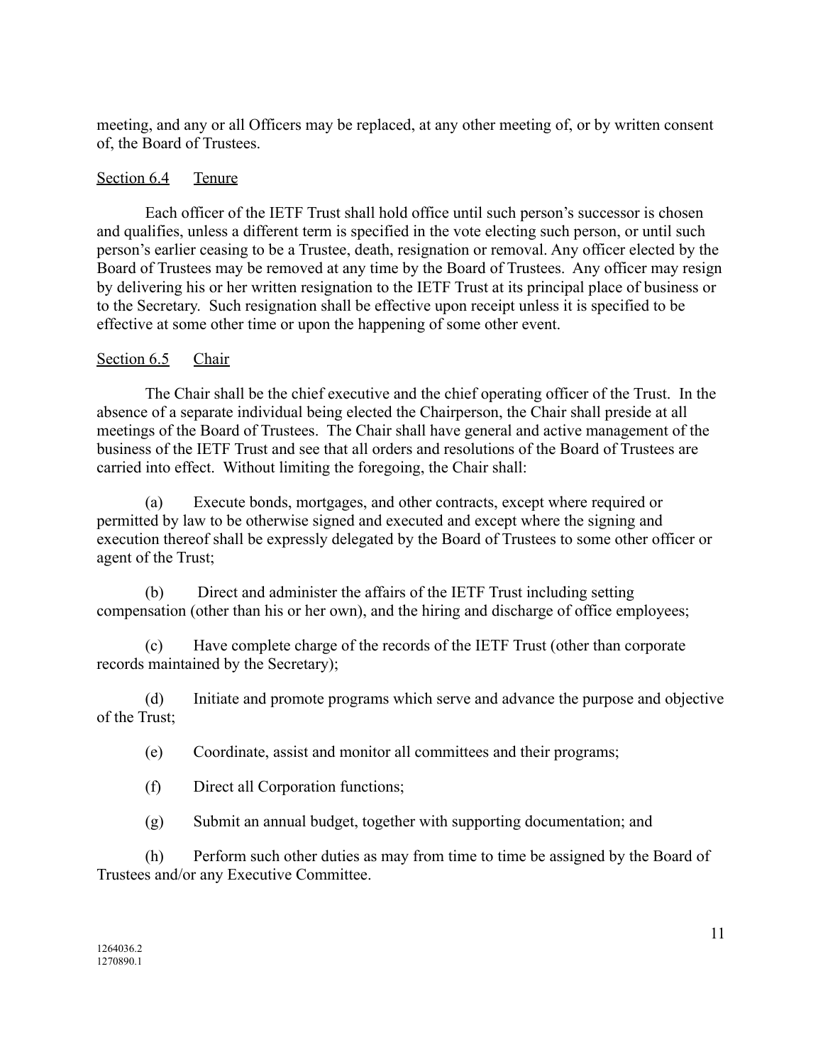meeting, and any or all Officers may be replaced, at any other meeting of, or by written consent of, the Board of Trustees.

### Section 6.4 Tenure

Each officer of the IETF Trust shall hold office until such person's successor is chosen and qualifies, unless a different term is specified in the vote electing such person, or until such person's earlier ceasing to be a Trustee, death, resignation or removal. Any officer elected by the Board of Trustees may be removed at any time by the Board of Trustees. Any officer may resign by delivering his or her written resignation to the IETF Trust at its principal place of business or to the Secretary. Such resignation shall be effective upon receipt unless it is specified to be effective at some other time or upon the happening of some other event.

### Section 6.5 Chair

The Chair shall be the chief executive and the chief operating officer of the Trust. In the absence of a separate individual being elected the Chairperson, the Chair shall preside at all meetings of the Board of Trustees. The Chair shall have general and active management of the business of the IETF Trust and see that all orders and resolutions of the Board of Trustees are carried into effect. Without limiting the foregoing, the Chair shall:

(a) Execute bonds, mortgages, and other contracts, except where required or permitted by law to be otherwise signed and executed and except where the signing and execution thereof shall be expressly delegated by the Board of Trustees to some other officer or agent of the Trust;

(b) Direct and administer the affairs of the IETF Trust including setting compensation (other than his or her own), and the hiring and discharge of office employees;

(c) Have complete charge of the records of the IETF Trust (other than corporate records maintained by the Secretary);

(d) Initiate and promote programs which serve and advance the purpose and objective of the Trust;

(e) Coordinate, assist and monitor all committees and their programs;

(f) Direct all Corporation functions;

(g) Submit an annual budget, together with supporting documentation; and

(h) Perform such other duties as may from time to time be assigned by the Board of Trustees and/or any Executive Committee.

1264036.2
1270890.1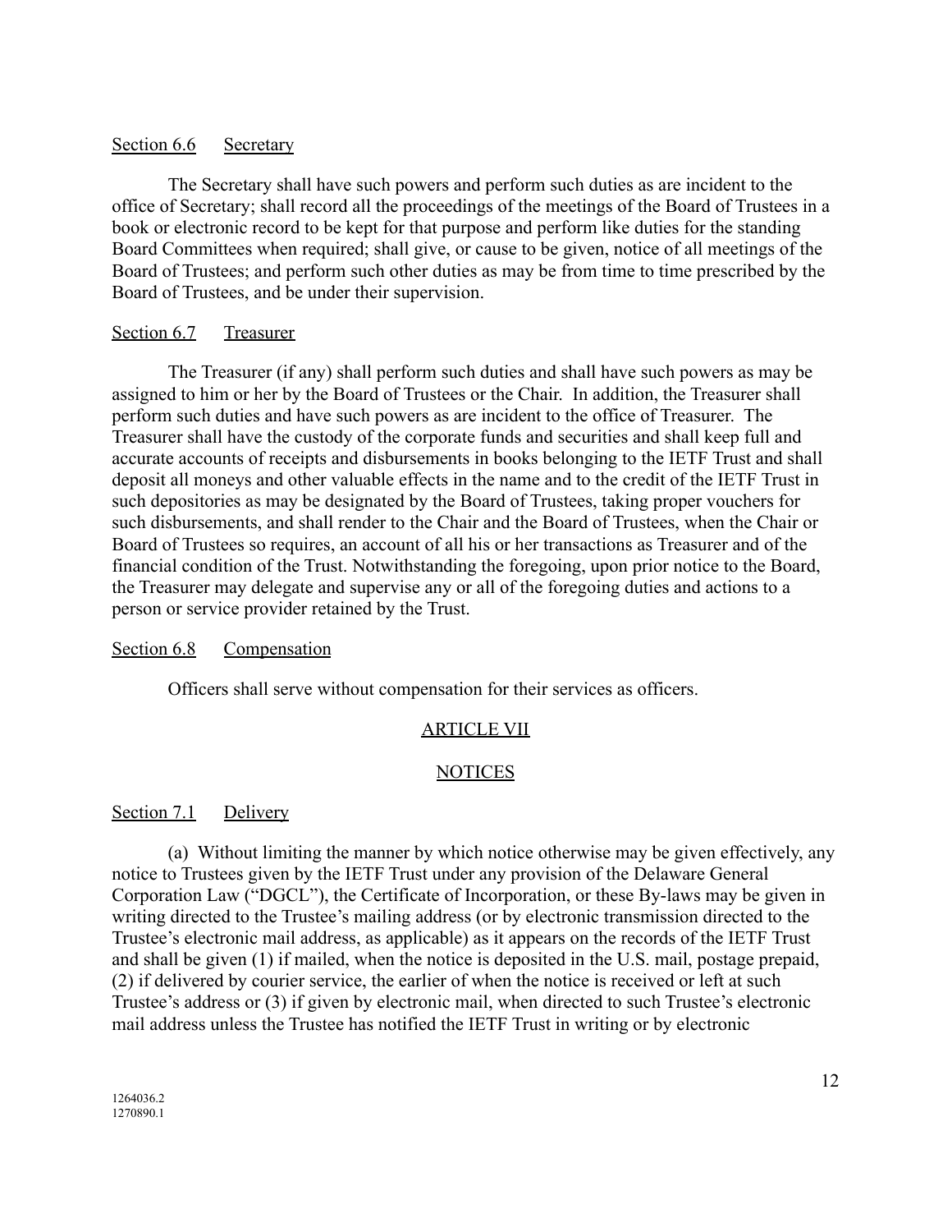Section 6.6 Secretary

The Secretary shall have such powers and perform such duties as are incident to the office of Secretary; shall record all the proceedings of the meetings of the Board of Trustees in a book or electronic record to be kept for that purpose and perform like duties for the standing Board Committees when required; shall give, or cause to be given, notice of all meetings of the Board of Trustees; and perform such other duties as may be from time to time prescribed by the Board of Trustees, and be under their supervision.

Section 6.7 Treasurer

The Treasurer (if any) shall perform such duties and shall have such powers as may be assigned to him or her by the Board of Trustees or the Chair. In addition, the Treasurer shall perform such duties and have such powers as are incident to the office of Treasurer. The Treasurer shall have the custody of the corporate funds and securities and shall keep full and accurate accounts of receipts and disbursements in books belonging to the IETF Trust and shall deposit all moneys and other valuable effects in the name and to the credit of the IETF Trust in such depositories as may be designated by the Board of Trustees, taking proper vouchers for such disbursements, and shall render to the Chair and the Board of Trustees, when the Chair or Board of Trustees so requires, an account of all his or her transactions as Treasurer and of the financial condition of the Trust. Notwithstanding the foregoing, upon prior notice to the Board, the Treasurer may delegate and supervise any or all of the foregoing duties and actions to a person or service provider retained by the Trust.

Section 6.8 Compensation

Officers shall serve without compensation for their services as officers.

## ARTICLE VII

## NOTICES

Section 7.1 Delivery

(a) Without limiting the manner by which notice otherwise may be given effectively, any notice to Trustees given by the IETF Trust under any provision of the Delaware General Corporation Law ("DGCL"), the Certificate of Incorporation, or these By-laws may be given in writing directed to the Trustee's mailing address (or by electronic transmission directed to the Trustee's electronic mail address, as applicable) as it appears on the records of the IETF Trust and shall be given (1) if mailed, when the notice is deposited in the U.S. mail, postage prepaid, (2) if delivered by courier service, the earlier of when the notice is received or left at such Trustee's address or (3) if given by electronic mail, when directed to such Trustee's electronic mail address unless the Trustee has notified the IETF Trust in writing or by electronic

1264036.2
1270890.1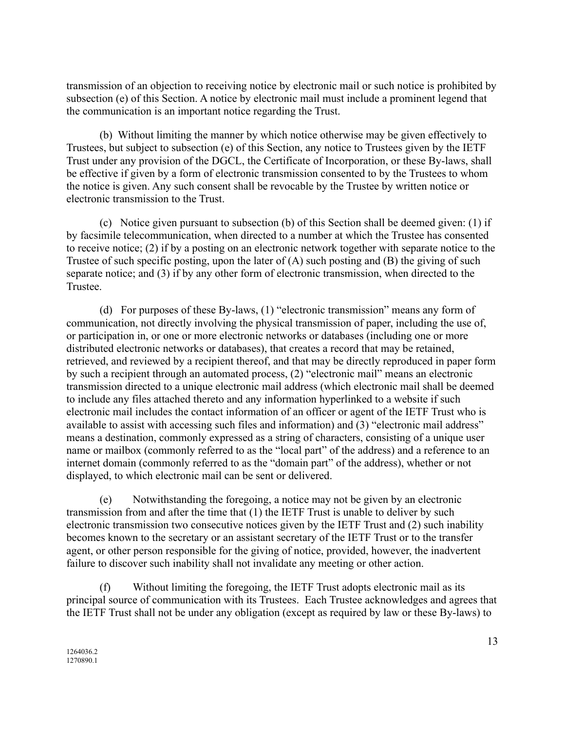transmission of an objection to receiving notice by electronic mail or such notice is prohibited by subsection (e) of this Section. A notice by electronic mail must include a prominent legend that the communication is an important notice regarding the Trust.

(b) Without limiting the manner by which notice otherwise may be given effectively to Trustees, but subject to subsection (e) of this Section, any notice to Trustees given by the IETF Trust under any provision of the DGCL, the Certificate of Incorporation, or these By-laws, shall be effective if given by a form of electronic transmission consented to by the Trustees to whom the notice is given. Any such consent shall be revocable by the Trustee by written notice or electronic transmission to the Trust.

(c) Notice given pursuant to subsection (b) of this Section shall be deemed given: (1) if by facsimile telecommunication, when directed to a number at which the Trustee has consented to receive notice; (2) if by a posting on an electronic network together with separate notice to the Trustee of such specific posting, upon the later of (A) such posting and (B) the giving of such separate notice; and (3) if by any other form of electronic transmission, when directed to the Trustee.

(d) For purposes of these By-laws, (1) "electronic transmission" means any form of communication, not directly involving the physical transmission of paper, including the use of, or participation in, or one or more electronic networks or databases (including one or more distributed electronic networks or databases), that creates a record that may be retained, retrieved, and reviewed by a recipient thereof, and that may be directly reproduced in paper form by such a recipient through an automated process, (2) "electronic mail" means an electronic transmission directed to a unique electronic mail address (which electronic mail shall be deemed to include any files attached thereto and any information hyperlinked to a website if such electronic mail includes the contact information of an officer or agent of the IETF Trust who is available to assist with accessing such files and information) and (3) "electronic mail address" means a destination, commonly expressed as a string of characters, consisting of a unique user name or mailbox (commonly referred to as the "local part" of the address) and a reference to an internet domain (commonly referred to as the "domain part" of the address), whether or not displayed, to which electronic mail can be sent or delivered.

(e) Notwithstanding the foregoing, a notice may not be given by an electronic transmission from and after the time that (1) the IETF Trust is unable to deliver by such electronic transmission two consecutive notices given by the IETF Trust and (2) such inability becomes known to the secretary or an assistant secretary of the IETF Trust or to the transfer agent, or other person responsible for the giving of notice, provided, however, the inadvertent failure to discover such inability shall not invalidate any meeting or other action.

(f) Without limiting the foregoing, the IETF Trust adopts electronic mail as its principal source of communication with its Trustees. Each Trustee acknowledges and agrees that the IETF Trust shall not be under any obligation (except as required by law or these By-laws) to

1264036.2
1270890.1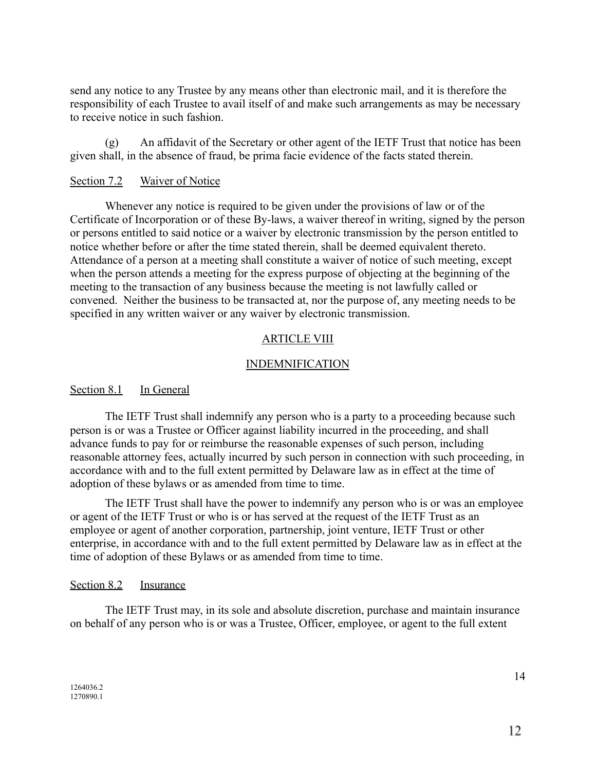send any notice to any Trustee by any means other than electronic mail, and it is therefore the responsibility of each Trustee to avail itself of and make such arrangements as may be necessary to receive notice in such fashion.

(g) An affidavit of the Secretary or other agent of the IETF Trust that notice has been given shall, in the absence of fraud, be prima facie evidence of the facts stated therein.

Section 7.2 Waiver of Notice

Whenever any notice is required to be given under the provisions of law or of the Certificate of Incorporation or of these By-laws, a waiver thereof in writing, signed by the person or persons entitled to said notice or a waiver by electronic transmission by the person entitled to notice whether before or after the time stated therein, shall be deemed equivalent thereto. Attendance of a person at a meeting shall constitute a waiver of notice of such meeting, except when the person attends a meeting for the express purpose of objecting at the beginning of the meeting to the transaction of any business because the meeting is not lawfully called or convened. Neither the business to be transacted at, nor the purpose of, any meeting needs to be specified in any written waiver or any waiver by electronic transmission.

## ARTICLE VIII

## INDEMNIFICATION

Section 8.1 In General

The IETF Trust shall indemnify any person who is a party to a proceeding because such person is or was a Trustee or Officer against liability incurred in the proceeding, and shall advance funds to pay for or reimburse the reasonable expenses of such person, including reasonable attorney fees, actually incurred by such person in connection with such proceeding, in accordance with and to the full extent permitted by Delaware law as in effect at the time of adoption of these bylaws or as amended from time to time.

The IETF Trust shall have the power to indemnify any person who is or was an employee or agent of the IETF Trust or who is or has served at the request of the IETF Trust as an employee or agent of another corporation, partnership, joint venture, IETF Trust or other enterprise, in accordance with and to the full extent permitted by Delaware law as in effect at the time of adoption of these Bylaws or as amended from time to time.

Section 8.2 Insurance

The IETF Trust may, in its sole and absolute discretion, purchase and maintain insurance on behalf of any person who is or was a Trustee, Officer, employee, or agent to the full extent

1264036.2
1270890.1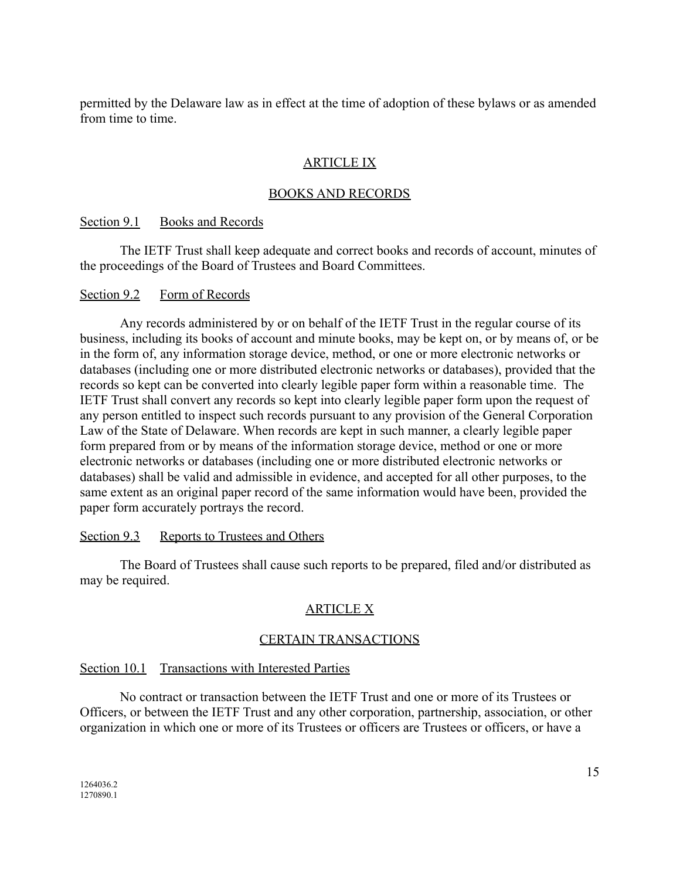permitted by the Delaware law as in effect at the time of adoption of these bylaws or as amended from time to time.

## ARTICLE IX

## BOOKS AND RECORDS

### Section 9.1 Books and Records

The IETF Trust shall keep adequate and correct books and records of account, minutes of the proceedings of the Board of Trustees and Board Committees.

### Section 9.2 Form of Records

Any records administered by or on behalf of the IETF Trust in the regular course of its business, including its books of account and minute books, may be kept on, or by means of, or be in the form of, any information storage device, method, or one or more electronic networks or databases (including one or more distributed electronic networks or databases), provided that the records so kept can be converted into clearly legible paper form within a reasonable time. The IETF Trust shall convert any records so kept into clearly legible paper form upon the request of any person entitled to inspect such records pursuant to any provision of the General Corporation Law of the State of Delaware. When records are kept in such manner, a clearly legible paper form prepared from or by means of the information storage device, method or one or more electronic networks or databases (including one or more distributed electronic networks or databases) shall be valid and admissible in evidence, and accepted for all other purposes, to the same extent as an original paper record of the same information would have been, provided the paper form accurately portrays the record.

### Section 9.3 Reports to Trustees and Others

The Board of Trustees shall cause such reports to be prepared, filed and/or distributed as may be required.

## ARTICLE X

## CERTAIN TRANSACTIONS

### Section 10.1 Transactions with Interested Parties

No contract or transaction between the IETF Trust and one or more of its Trustees or Officers, or between the IETF Trust and any other corporation, partnership, association, or other organization in which one or more of its Trustees or officers are Trustees or officers, or have a

1264036.2
1270890.1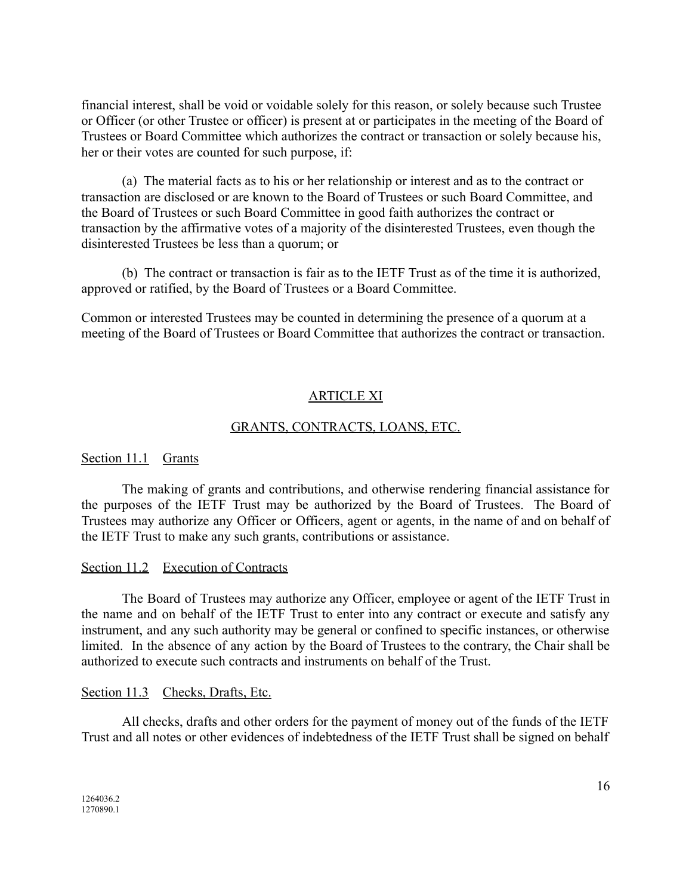financial interest, shall be void or voidable solely for this reason, or solely because such Trustee or Officer (or other Trustee or officer) is present at or participates in the meeting of the Board of Trustees or Board Committee which authorizes the contract or transaction or solely because his, her or their votes are counted for such purpose, if:

(a) The material facts as to his or her relationship or interest and as to the contract or transaction are disclosed or are known to the Board of Trustees or such Board Committee, and the Board of Trustees or such Board Committee in good faith authorizes the contract or transaction by the affirmative votes of a majority of the disinterested Trustees, even though the disinterested Trustees be less than a quorum; or

(b) The contract or transaction is fair as to the IETF Trust as of the time it is authorized, approved or ratified, by the Board of Trustees or a Board Committee.

Common or interested Trustees may be counted in determining the presence of a quorum at a meeting of the Board of Trustees or Board Committee that authorizes the contract or transaction.

## ARTICLE XI

## GRANTS, CONTRACTS, LOANS, ETC.

### Section 11.1 Grants

The making of grants and contributions, and otherwise rendering financial assistance for the purposes of the IETF Trust may be authorized by the Board of Trustees. The Board of Trustees may authorize any Officer or Officers, agent or agents, in the name of and on behalf of the IETF Trust to make any such grants, contributions or assistance.

### Section 11.2 Execution of Contracts

The Board of Trustees may authorize any Officer, employee or agent of the IETF Trust in the name and on behalf of the IETF Trust to enter into any contract or execute and satisfy any instrument, and any such authority may be general or confined to specific instances, or otherwise limited. In the absence of any action by the Board of Trustees to the contrary, the Chair shall be authorized to execute such contracts and instruments on behalf of the Trust.

### Section 11.3 Checks, Drafts, Etc.

All checks, drafts and other orders for the payment of money out of the funds of the IETF Trust and all notes or other evidences of indebtedness of the IETF Trust shall be signed on behalf

1264036.2
1270890.1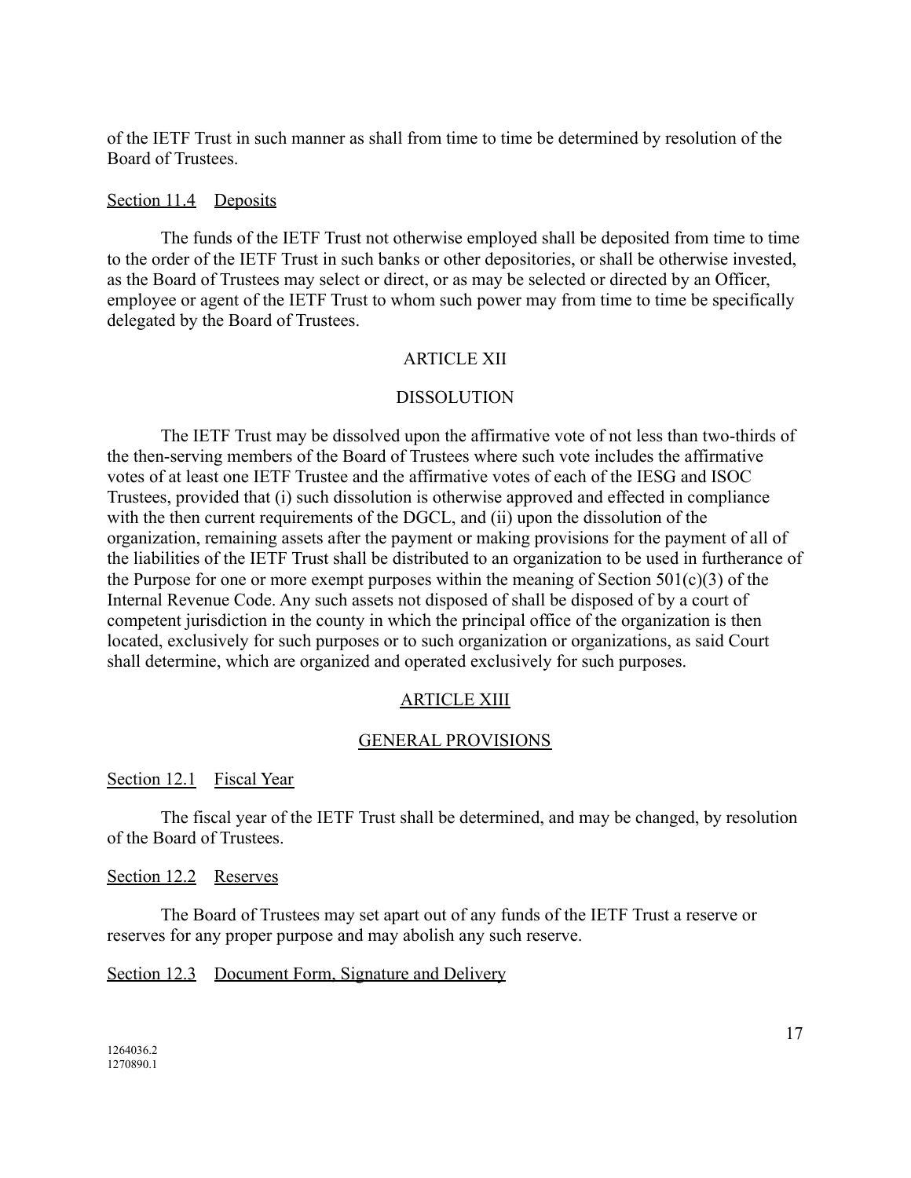of the IETF Trust in such manner as shall from time to time be determined by resolution of the Board of Trustees.

Section 11.4 Deposits

The funds of the IETF Trust not otherwise employed shall be deposited from time to time to the order of the IETF Trust in such banks or other depositories, or shall be otherwise invested, as the Board of Trustees may select or direct, or as may be selected or directed by an Officer, employee or agent of the IETF Trust to whom such power may from time to time be specifically delegated by the Board of Trustees.

## ARTICLE XII

## DISSOLUTION

The IETF Trust may be dissolved upon the affirmative vote of not less than two-thirds of the then-serving members of the Board of Trustees where such vote includes the affirmative votes of at least one IETF Trustee and the affirmative votes of each of the IESG and ISOC Trustees, provided that (i) such dissolution is otherwise approved and effected in compliance with the then current requirements of the DGCL, and (ii) upon the dissolution of the organization, remaining assets after the payment or making provisions for the payment of all of the liabilities of the IETF Trust shall be distributed to an organization to be used in furtherance of the Purpose for one or more exempt purposes within the meaning of Section 501(c)(3) of the Internal Revenue Code. Any such assets not disposed of shall be disposed of by a court of competent jurisdiction in the county in which the principal office of the organization is then located, exclusively for such purposes or to such organization or organizations, as said Court shall determine, which are organized and operated exclusively for such purposes.

## ARTICLE XIII

## GENERAL PROVISIONS

Section 12.1 Fiscal Year

The fiscal year of the IETF Trust shall be determined, and may be changed, by resolution of the Board of Trustees.

Section 12.2 Reserves

The Board of Trustees may set apart out of any funds of the IETF Trust a reserve or reserves for any proper purpose and may abolish any such reserve.

Section 12.3 Document Form, Signature and Delivery

1264036.2
1270890.1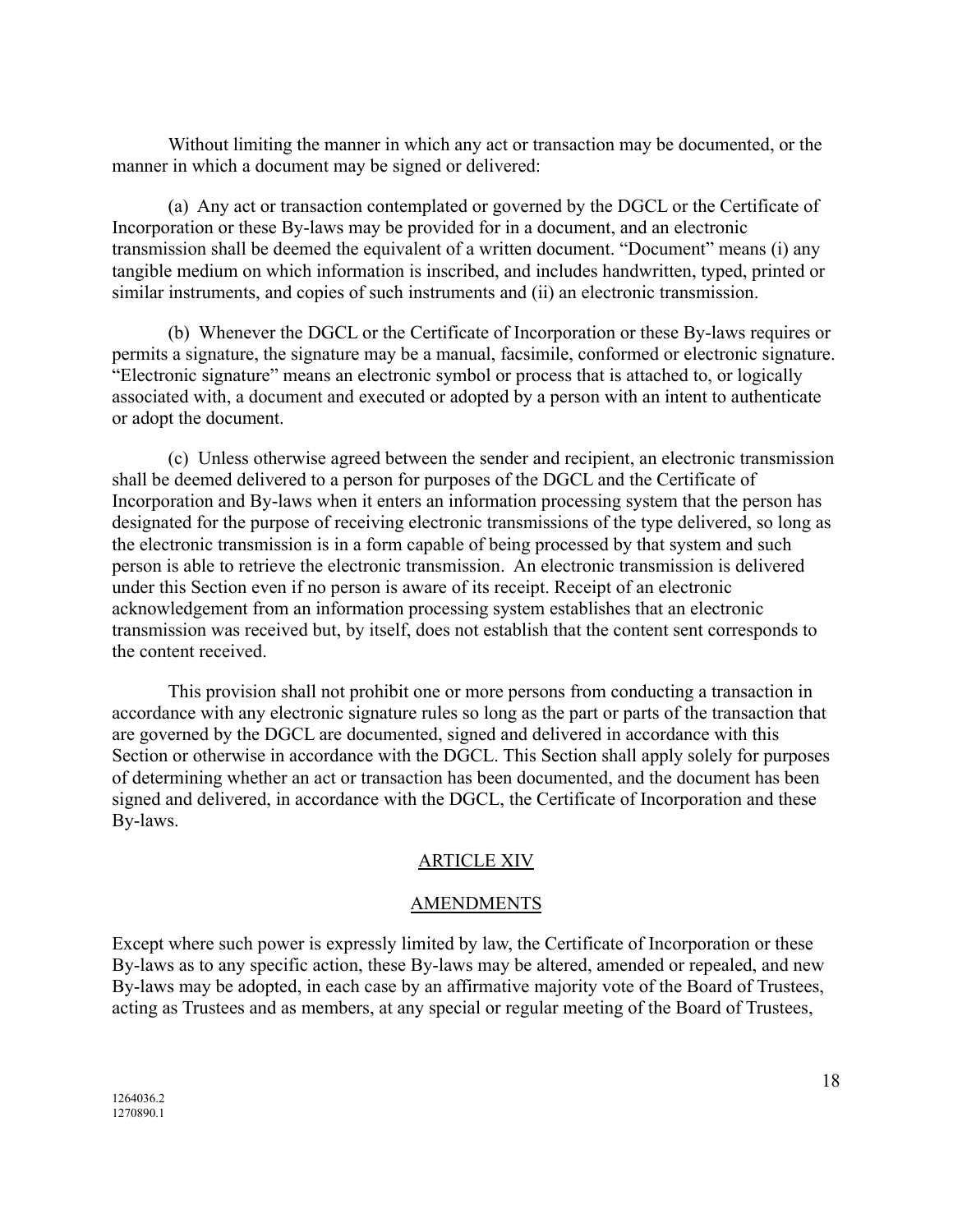Without limiting the manner in which any act or transaction may be documented, or the manner in which a document may be signed or delivered:

(a) Any act or transaction contemplated or governed by the DGCL or the Certificate of Incorporation or these By-laws may be provided for in a document, and an electronic transmission shall be deemed the equivalent of a written document. "Document" means (i) any tangible medium on which information is inscribed, and includes handwritten, typed, printed or similar instruments, and copies of such instruments and (ii) an electronic transmission.

(b) Whenever the DGCL or the Certificate of Incorporation or these By-laws requires or permits a signature, the signature may be a manual, facsimile, conformed or electronic signature. "Electronic signature" means an electronic symbol or process that is attached to, or logically associated with, a document and executed or adopted by a person with an intent to authenticate or adopt the document.

(c) Unless otherwise agreed between the sender and recipient, an electronic transmission shall be deemed delivered to a person for purposes of the DGCL and the Certificate of Incorporation and By-laws when it enters an information processing system that the person has designated for the purpose of receiving electronic transmissions of the type delivered, so long as the electronic transmission is in a form capable of being processed by that system and such person is able to retrieve the electronic transmission. An electronic transmission is delivered under this Section even if no person is aware of its receipt. Receipt of an electronic acknowledgement from an information processing system establishes that an electronic transmission was received but, by itself, does not establish that the content sent corresponds to the content received.

This provision shall not prohibit one or more persons from conducting a transaction in accordance with any electronic signature rules so long as the part or parts of the transaction that are governed by the DGCL are documented, signed and delivered in accordance with this Section or otherwise in accordance with the DGCL. This Section shall apply solely for purposes of determining whether an act or transaction has been documented, and the document has been signed and delivered, in accordance with the DGCL, the Certificate of Incorporation and these By-laws.

## ARTICLE XIV

## AMENDMENTS

Except where such power is expressly limited by law, the Certificate of Incorporation or these By-laws as to any specific action, these By-laws may be altered, amended or repealed, and new By-laws may be adopted, in each case by an affirmative majority vote of the Board of Trustees, acting as Trustees and as members, at any special or regular meeting of the Board of Trustees,

1264036.2
1270890.1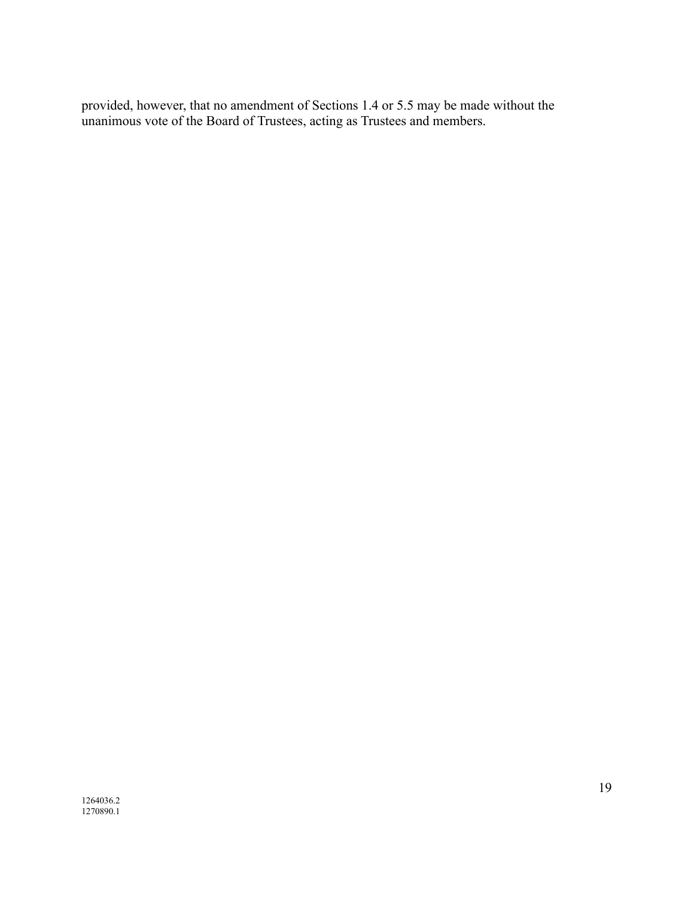provided, however, that no amendment of Sections 1.4 or 5.5 may be made without the unanimous vote of the Board of Trustees, acting as Trustees and members.

1264036.2
1270890.1